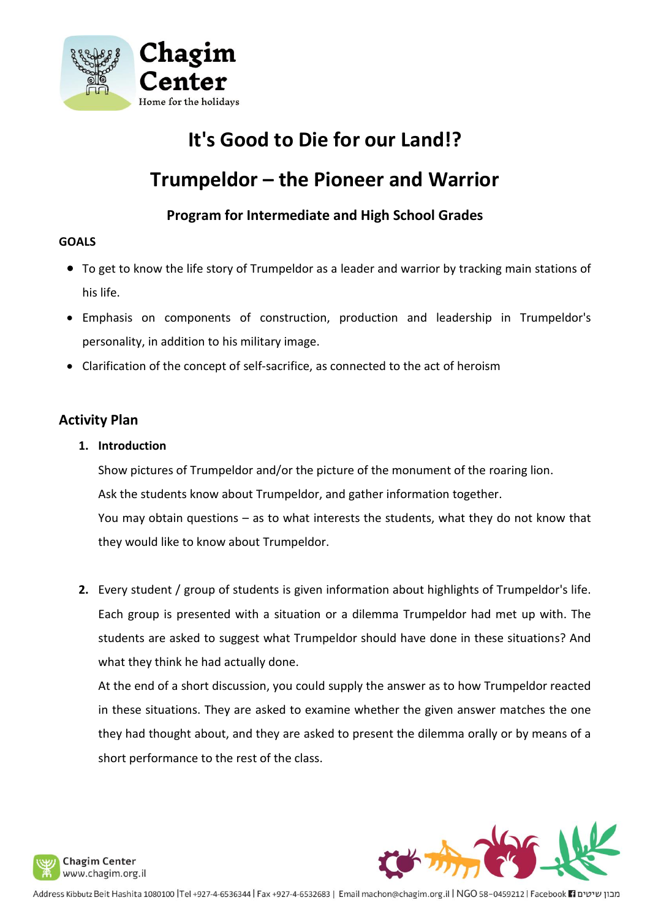# It's Good to Die for our Land!?

# Trumpeldor – the Pioneer and Warrior

### Program for Intermediate and High School Grades

**GOALS**

- To get to know the life story of Trumpeldor as a leader and warrior by tracking main stations of his life.
- Emphasis on components of construction, production and leadership in Trumpeldor's personality, in addition to his military image.
- Clarification of the concept of self-sacrifice, as connected to the act of heroism

## Activity Plan

1. **Introduction**

   Show pictures of Trumpeldor and/or the picture of the monument of the roaring lion.

   Ask the students know about Trumpeldor, and gather information together.

   You may obtain questions – as to what interests the students, what they do not know that they would like to know about Trumpeldor.

2. Every student / group of students is given information about highlights of Trumpeldor's life. Each group is presented with a situation or a dilemma Trumpeldor had met up with. The students are asked to suggest what Trumpeldor should have done in these situations? And what they think he had actually done.

   At the end of a short discussion, you could supply the answer as to how Trumpeldor reacted in these situations. They are asked to examine whether the given answer matches the one they had thought about, and they are asked to present the dilemma orally or by means of a short performance to the rest of the class.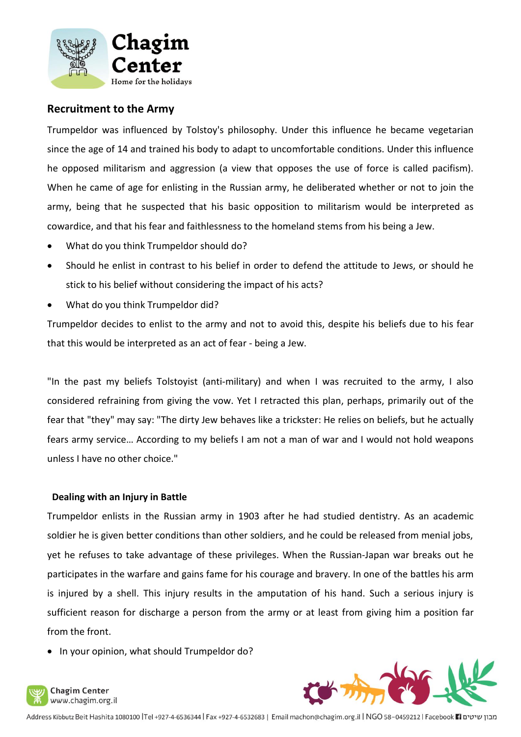## Recruitment to the Army

Trumpeldor was influenced by Tolstoy's philosophy. Under this influence he became vegetarian since the age of 14 and trained his body to adapt to uncomfortable conditions. Under this influence he opposed militarism and aggression (a view that opposes the use of force is called pacifism). When he came of age for enlisting in the Russian army, he deliberated whether or not to join the army, being that he suspected that his basic opposition to militarism would be interpreted as cowardice, and that his fear and faithlessness to the homeland stems from his being a Jew.

- What do you think Trumpeldor should do?
- Should he enlist in contrast to his belief in order to defend the attitude to Jews, or should he stick to his belief without considering the impact of his acts?
- What do you think Trumpeldor did?

Trumpeldor decides to enlist to the army and not to avoid this, despite his beliefs due to his fear that this would be interpreted as an act of fear - being a Jew.

"In the past my beliefs Tolstoyist (anti-military) and when I was recruited to the army, I also considered refraining from giving the vow. Yet I retracted this plan, perhaps, primarily out of the fear that "they" may say: "The dirty Jew behaves like a trickster: He relies on beliefs, but he actually fears army service… According to my beliefs I am not a man of war and I would not hold weapons unless I have no other choice."

### Dealing with an Injury in Battle

Trumpeldor enlists in the Russian army in 1903 after he had studied dentistry. As an academic soldier he is given better conditions than other soldiers, and he could be released from menial jobs, yet he refuses to take advantage of these privileges. When the Russian-Japan war breaks out he participates in the warfare and gains fame for his courage and bravery. In one of the battles his arm is injured by a shell. This injury results in the amputation of his hand. Such a serious injury is sufficient reason for discharge a person from the army or at least from giving him a position far from the front.

- In your opinion, what should Trumpeldor do?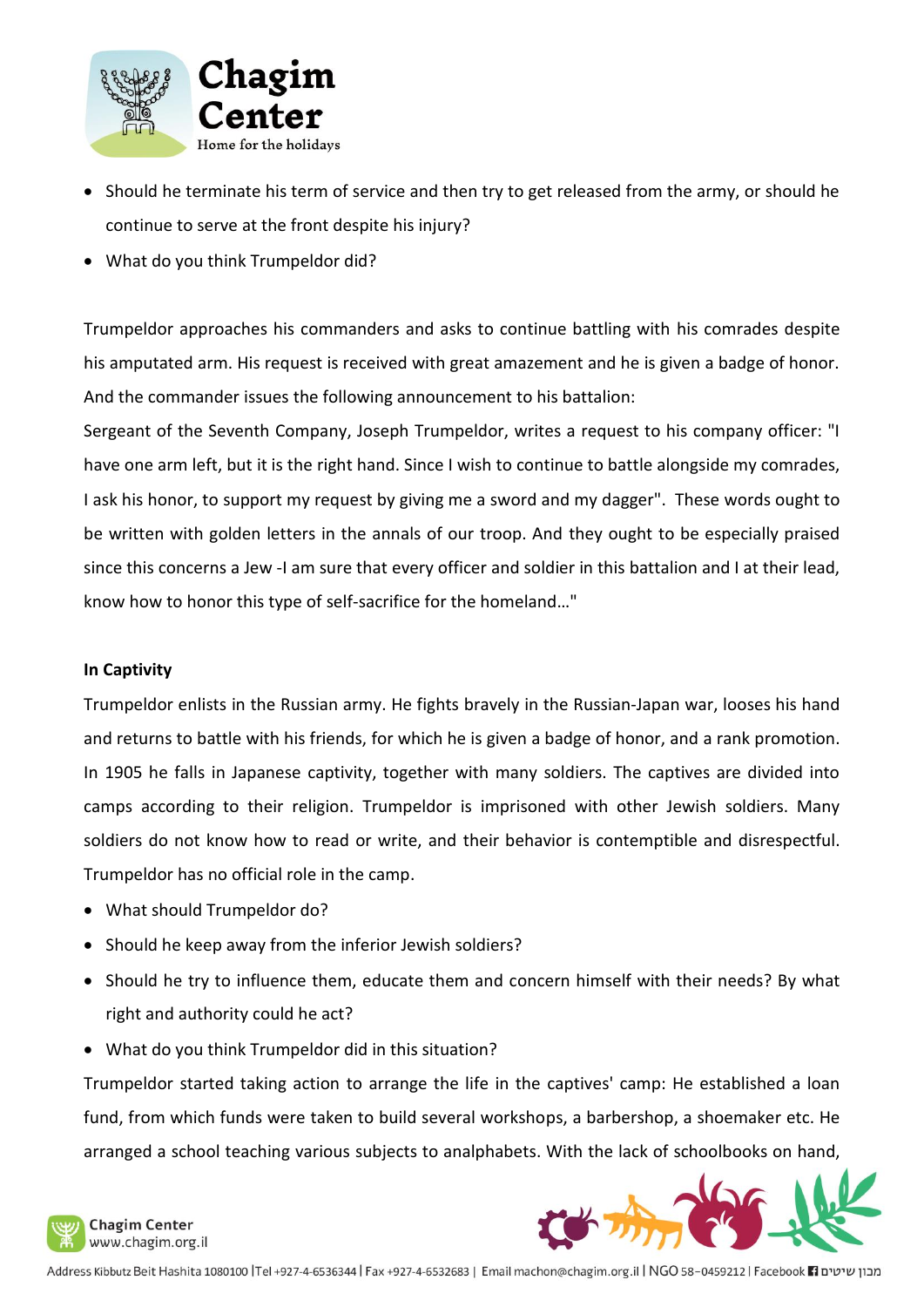- Should he terminate his term of service and then try to get released from the army, or should he continue to serve at the front despite his injury?
- What do you think Trumpeldor did?

Trumpeldor approaches his commanders and asks to continue battling with his comrades despite his amputated arm. His request is received with great amazement and he is given a badge of honor. And the commander issues the following announcement to his battalion:

Sergeant of the Seventh Company, Joseph Trumpeldor, writes a request to his company officer: "I have one arm left, but it is the right hand. Since I wish to continue to battle alongside my comrades, I ask his honor, to support my request by giving me a sword and my dagger". These words ought to be written with golden letters in the annals of our troop. And they ought to be especially praised since this concerns a Jew -I am sure that every officer and soldier in this battalion and I at their lead, know how to honor this type of self-sacrifice for the homeland…"

**In Captivity**

Trumpeldor enlists in the Russian army. He fights bravely in the Russian-Japan war, looses his hand and returns to battle with his friends, for which he is given a badge of honor, and a rank promotion. In 1905 he falls in Japanese captivity, together with many soldiers. The captives are divided into camps according to their religion. Trumpeldor is imprisoned with other Jewish soldiers. Many soldiers do not know how to read or write, and their behavior is contemptible and disrespectful. Trumpeldor has no official role in the camp.

- What should Trumpeldor do?
- Should he keep away from the inferior Jewish soldiers?
- Should he try to influence them, educate them and concern himself with their needs? By what right and authority could he act?
- What do you think Trumpeldor did in this situation?

Trumpeldor started taking action to arrange the life in the captives' camp: He established a loan fund, from which funds were taken to build several workshops, a barbershop, a shoemaker etc. He arranged a school teaching various subjects to analphabets. With the lack of schoolbooks on hand,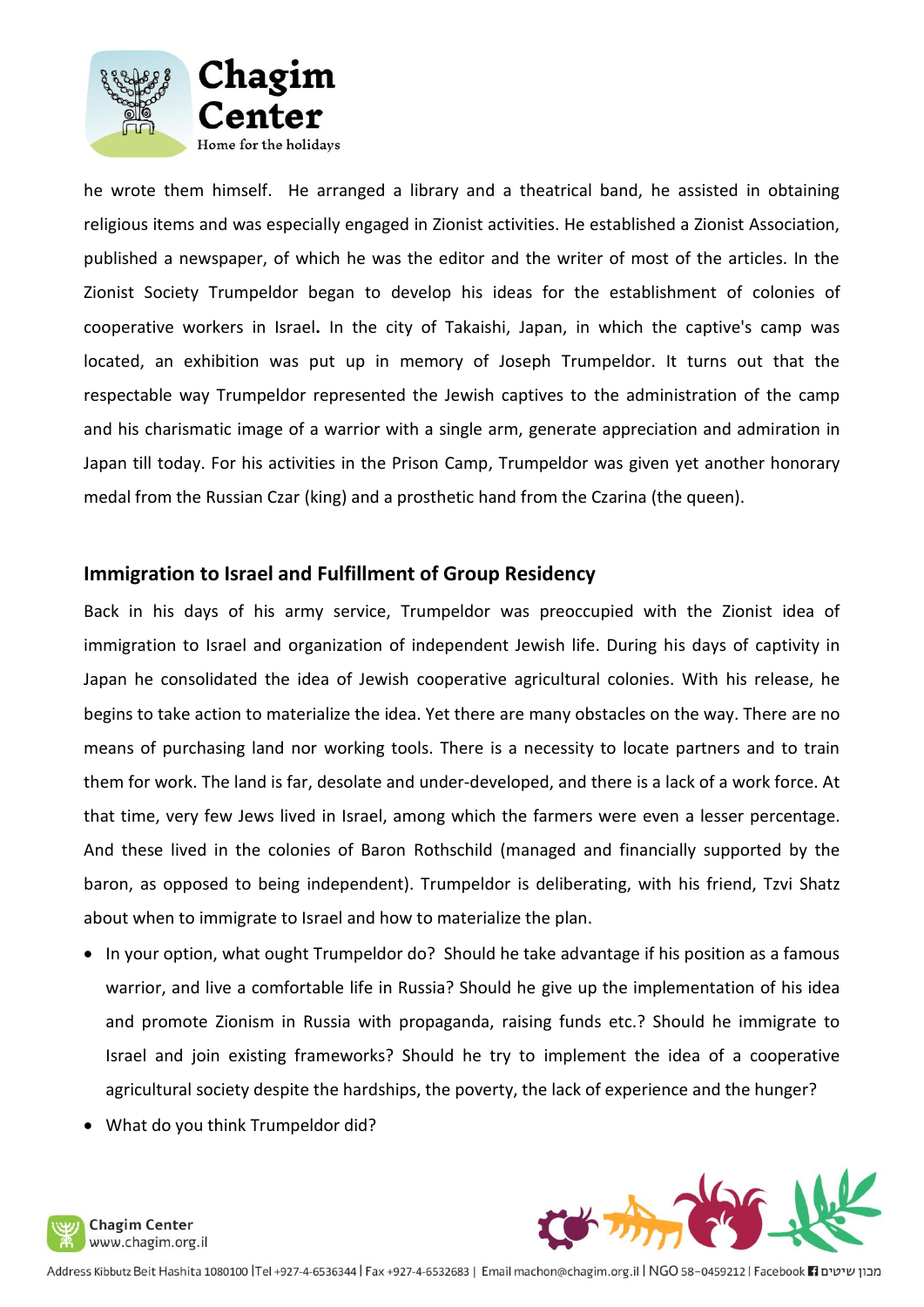he wrote them himself. He arranged a library and a theatrical band, he assisted in obtaining religious items and was especially engaged in Zionist activities. He established a Zionist Association, published a newspaper, of which he was the editor and the writer of most of the articles. In the Zionist Society Trumpeldor began to develop his ideas for the establishment of colonies of cooperative workers in Israel**.** In the city of Takaishi, Japan, in which the captive's camp was located, an exhibition was put up in memory of Joseph Trumpeldor. It turns out that the respectable way Trumpeldor represented the Jewish captives to the administration of the camp and his charismatic image of a warrior with a single arm, generate appreciation and admiration in Japan till today. For his activities in the Prison Camp, Trumpeldor was given yet another honorary medal from the Russian Czar (king) and a prosthetic hand from the Czarina (the queen).

## Immigration to Israel and Fulfillment of Group Residency

Back in his days of his army service, Trumpeldor was preoccupied with the Zionist idea of immigration to Israel and organization of independent Jewish life. During his days of captivity in Japan he consolidated the idea of Jewish cooperative agricultural colonies. With his release, he begins to take action to materialize the idea. Yet there are many obstacles on the way. There are no means of purchasing land nor working tools. There is a necessity to locate partners and to train them for work. The land is far, desolate and under-developed, and there is a lack of a work force. At that time, very few Jews lived in Israel, among which the farmers were even a lesser percentage. And these lived in the colonies of Baron Rothschild (managed and financially supported by the baron, as opposed to being independent). Trumpeldor is deliberating, with his friend, Tzvi Shatz about when to immigrate to Israel and how to materialize the plan.

- In your option, what ought Trumpeldor do? Should he take advantage if his position as a famous warrior, and live a comfortable life in Russia? Should he give up the implementation of his idea and promote Zionism in Russia with propaganda, raising funds etc.? Should he immigrate to Israel and join existing frameworks? Should he try to implement the idea of a cooperative agricultural society despite the hardships, the poverty, the lack of experience and the hunger?
- What do you think Trumpeldor did?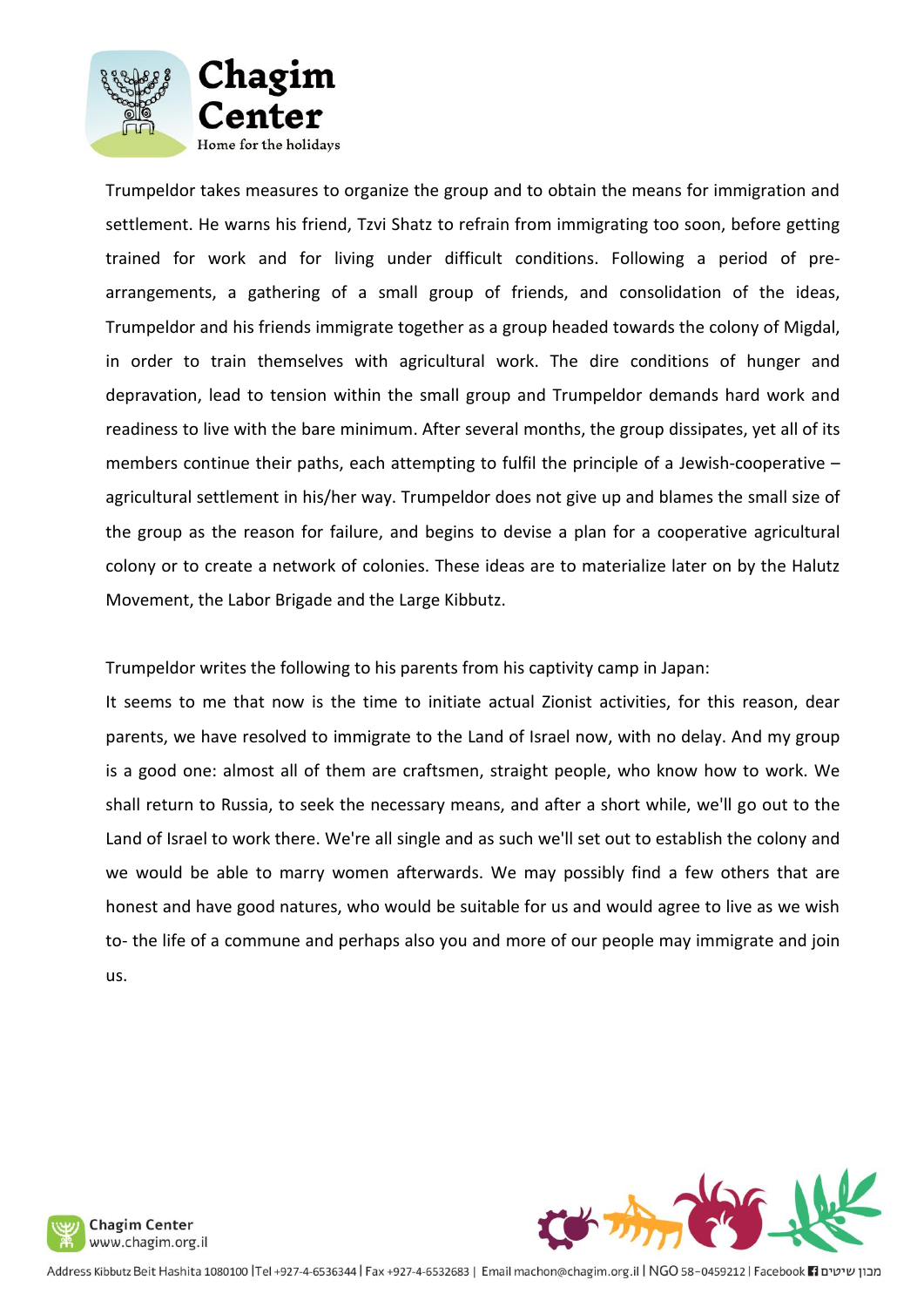Trumpeldor takes measures to organize the group and to obtain the means for immigration and settlement. He warns his friend, Tzvi Shatz to refrain from immigrating too soon, before getting trained for work and for living under difficult conditions. Following a period of pre-arrangements, a gathering of a small group of friends, and consolidation of the ideas, Trumpeldor and his friends immigrate together as a group headed towards the colony of Migdal, in order to train themselves with agricultural work. The dire conditions of hunger and depravation, lead to tension within the small group and Trumpeldor demands hard work and readiness to live with the bare minimum. After several months, the group dissipates, yet all of its members continue their paths, each attempting to fulfil the principle of a Jewish-cooperative – agricultural settlement in his/her way. Trumpeldor does not give up and blames the small size of the group as the reason for failure, and begins to devise a plan for a cooperative agricultural colony or to create a network of colonies. These ideas are to materialize later on by the Halutz Movement, the Labor Brigade and the Large Kibbutz.

Trumpeldor writes the following to his parents from his captivity camp in Japan:

It seems to me that now is the time to initiate actual Zionist activities, for this reason, dear parents, we have resolved to immigrate to the Land of Israel now, with no delay. And my group is a good one: almost all of them are craftsmen, straight people, who know how to work. We shall return to Russia, to seek the necessary means, and after a short while, we'll go out to the Land of Israel to work there. We're all single and as such we'll set out to establish the colony and we would be able to marry women afterwards. We may possibly find a few others that are honest and have good natures, who would be suitable for us and would agree to live as we wish to- the life of a commune and perhaps also you and more of our people may immigrate and join us.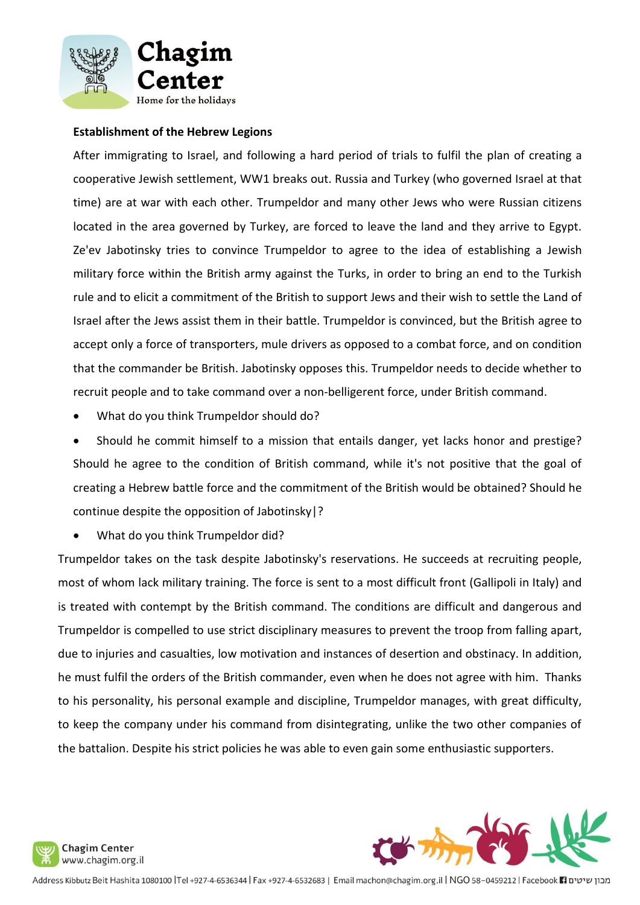**Establishment of the Hebrew Legions**

After immigrating to Israel, and following a hard period of trials to fulfil the plan of creating a cooperative Jewish settlement, WW1 breaks out. Russia and Turkey (who governed Israel at that time) are at war with each other. Trumpeldor and many other Jews who were Russian citizens located in the area governed by Turkey, are forced to leave the land and they arrive to Egypt. Ze'ev Jabotinsky tries to convince Trumpeldor to agree to the idea of establishing a Jewish military force within the British army against the Turks, in order to bring an end to the Turkish rule and to elicit a commitment of the British to support Jews and their wish to settle the Land of Israel after the Jews assist them in their battle. Trumpeldor is convinced, but the British agree to accept only a force of transporters, mule drivers as opposed to a combat force, and on condition that the commander be British. Jabotinsky opposes this. Trumpeldor needs to decide whether to recruit people and to take command over a non-belligerent force, under British command.

- What do you think Trumpeldor should do?
- Should he commit himself to a mission that entails danger, yet lacks honor and prestige? Should he agree to the condition of British command, while it's not positive that the goal of creating a Hebrew battle force and the commitment of the British would be obtained? Should he continue despite the opposition of Jabotinsky|?
- What do you think Trumpeldor did?

Trumpeldor takes on the task despite Jabotinsky's reservations. He succeeds at recruiting people, most of whom lack military training. The force is sent to a most difficult front (Gallipoli in Italy) and is treated with contempt by the British command. The conditions are difficult and dangerous and Trumpeldor is compelled to use strict disciplinary measures to prevent the troop from falling apart, due to injuries and casualties, low motivation and instances of desertion and obstinacy. In addition, he must fulfil the orders of the British commander, even when he does not agree with him. Thanks to his personality, his personal example and discipline, Trumpeldor manages, with great difficulty, to keep the company under his command from disintegrating, unlike the two other companies of the battalion. Despite his strict policies he was able to even gain some enthusiastic supporters.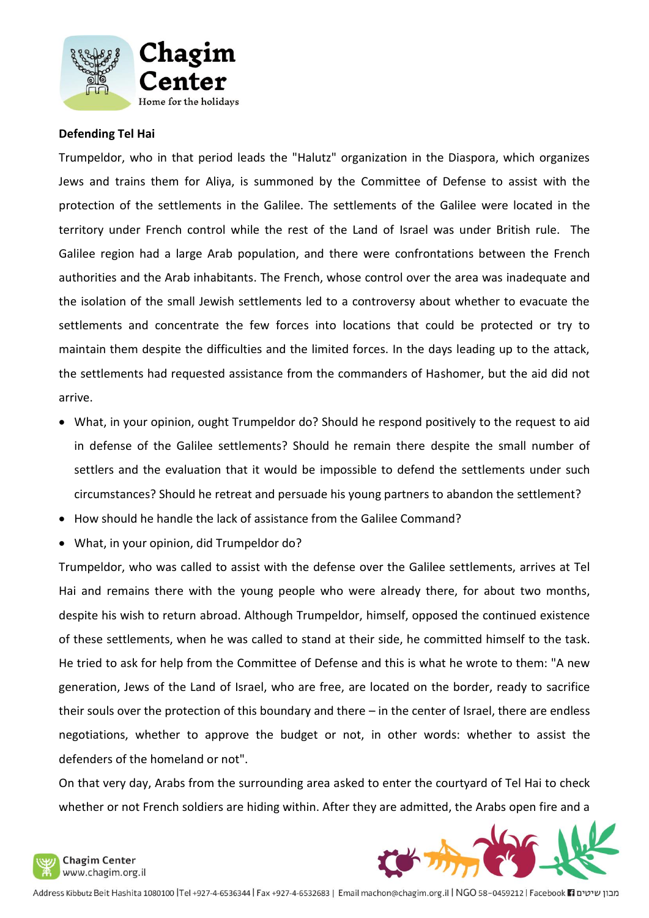**Defending Tel Hai**

Trumpeldor, who in that period leads the "Halutz" organization in the Diaspora, which organizes Jews and trains them for Aliya, is summoned by the Committee of Defense to assist with the protection of the settlements in the Galilee. The settlements of the Galilee were located in the territory under French control while the rest of the Land of Israel was under British rule. The Galilee region had a large Arab population, and there were confrontations between the French authorities and the Arab inhabitants. The French, whose control over the area was inadequate and the isolation of the small Jewish settlements led to a controversy about whether to evacuate the settlements and concentrate the few forces into locations that could be protected or try to maintain them despite the difficulties and the limited forces. In the days leading up to the attack, the settlements had requested assistance from the commanders of Hashomer, but the aid did not arrive.

- What, in your opinion, ought Trumpeldor do? Should he respond positively to the request to aid in defense of the Galilee settlements? Should he remain there despite the small number of settlers and the evaluation that it would be impossible to defend the settlements under such circumstances? Should he retreat and persuade his young partners to abandon the settlement?
- How should he handle the lack of assistance from the Galilee Command?
- What, in your opinion, did Trumpeldor do?

Trumpeldor, who was called to assist with the defense over the Galilee settlements, arrives at Tel Hai and remains there with the young people who were already there, for about two months, despite his wish to return abroad. Although Trumpeldor, himself, opposed the continued existence of these settlements, when he was called to stand at their side, he committed himself to the task. He tried to ask for help from the Committee of Defense and this is what he wrote to them: "A new generation, Jews of the Land of Israel, who are free, are located on the border, ready to sacrifice their souls over the protection of this boundary and there – in the center of Israel, there are endless negotiations, whether to approve the budget or not, in other words: whether to assist the defenders of the homeland or not".

On that very day, Arabs from the surrounding area asked to enter the courtyard of Tel Hai to check whether or not French soldiers are hiding within. After they are admitted, the Arabs open fire and a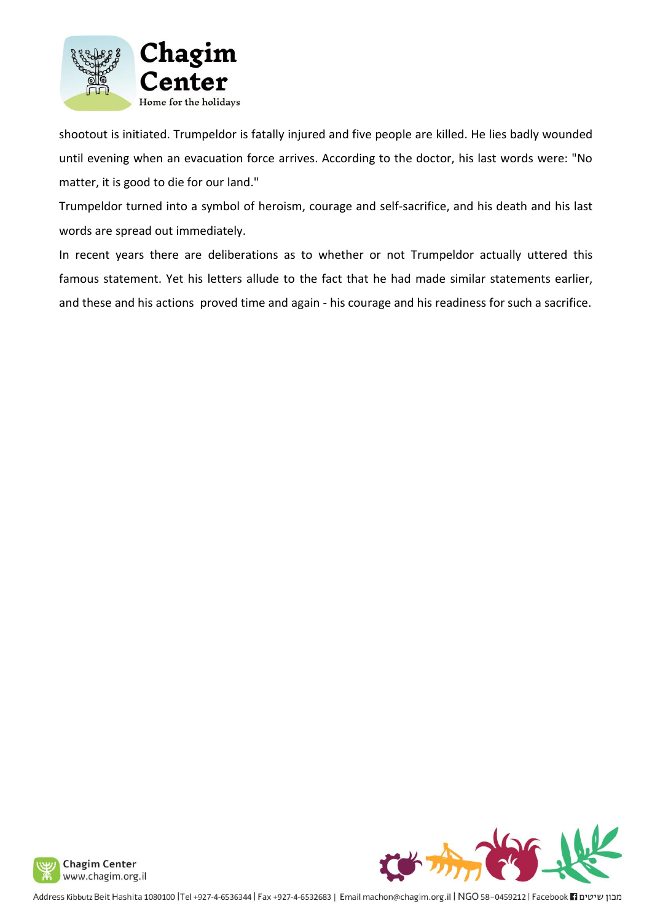shootout is initiated. Trumpeldor is fatally injured and five people are killed. He lies badly wounded until evening when an evacuation force arrives. According to the doctor, his last words were: "No matter, it is good to die for our land."

Trumpeldor turned into a symbol of heroism, courage and self-sacrifice, and his death and his last words are spread out immediately.

In recent years there are deliberations as to whether or not Trumpeldor actually uttered this famous statement. Yet his letters allude to the fact that he had made similar statements earlier, and these and his actions proved time and again - his courage and his readiness for such a sacrifice.